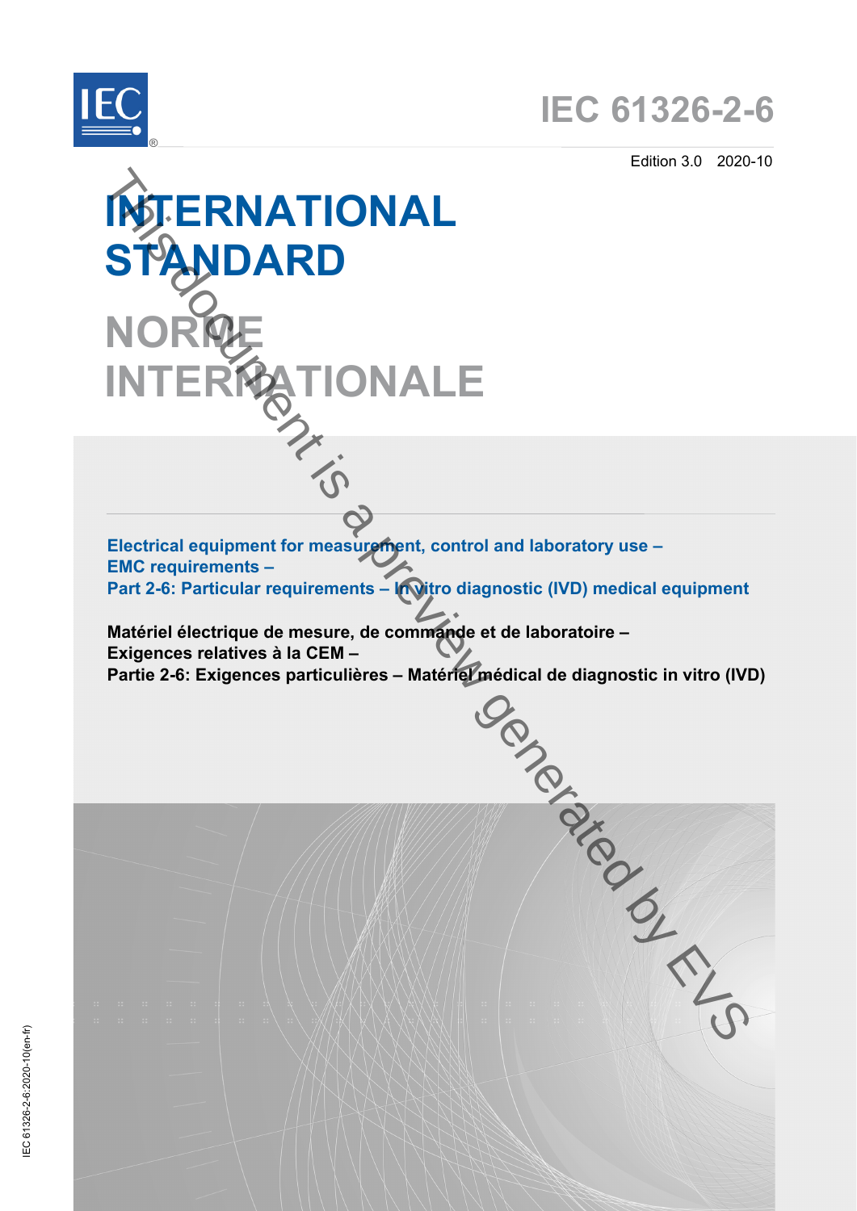# IEC 61326-2-6

Edition 3.0 2020-10

# INTERNATIONAL STANDARD

# NORME INTERNATIONALE

**Electrical equipment for measurement, control and laboratory use –**
**EMC requirements –**
**Part 2-6: Particular requirements – In vitro diagnostic (IVD) medical equipment**

**Matériel électrique de mesure, de commande et de laboratoire –**
**Exigences relatives à la CEM –**
**Partie 2-6: Exigences particulières – Matériel médical de diagnostic in vitro (IVD)**

IEC 61326-2-6:2020-10(en-fr)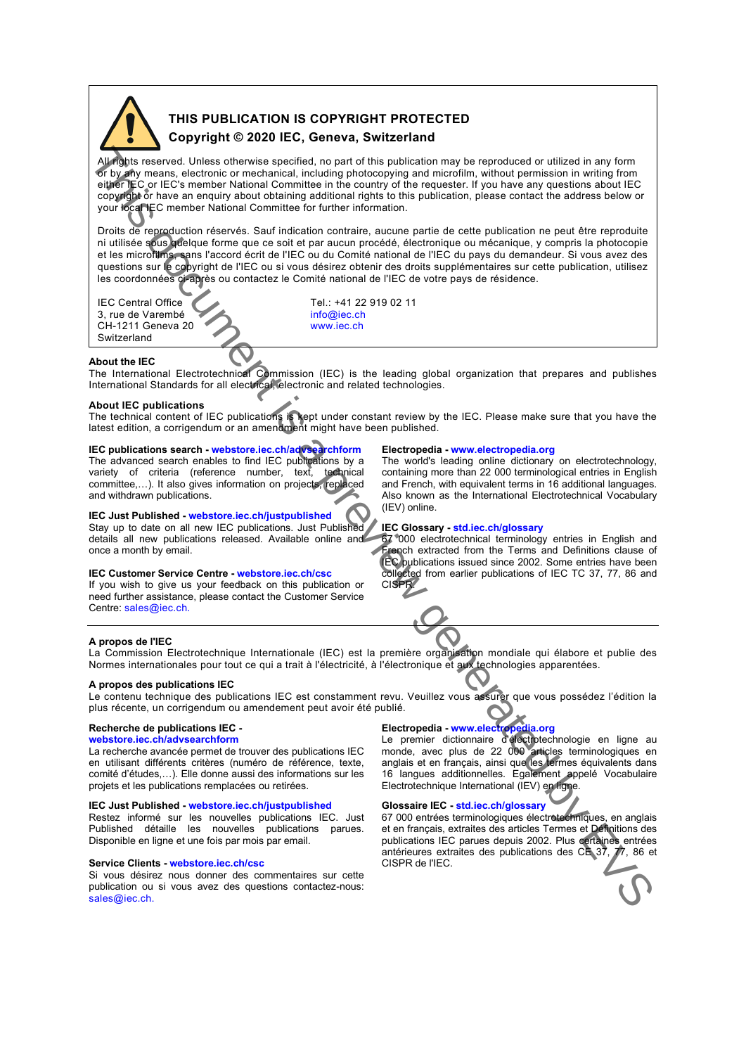## THIS PUBLICATION IS COPYRIGHT PROTECTED

**Copyright © 2020 IEC, Geneva, Switzerland**

All rights reserved. Unless otherwise specified, no part of this publication may be reproduced or utilized in any form or by any means, electronic or mechanical, including photocopying and microfilm, without permission in writing from either IEC or IEC's member National Committee in the country of the requester. If you have any questions about IEC copyright or have an enquiry about obtaining additional rights to this publication, please contact the address below or your local IEC member National Committee for further information.

Droits de reproduction réservés. Sauf indication contraire, aucune partie de cette publication ne peut être reproduite ni utilisée sous quelque forme que ce soit et par aucun procédé, électronique ou mécanique, y compris la photocopie et les microfilms, sans l'accord écrit de l'IEC ou du Comité national de l'IEC du pays du demandeur. Si vous avez des questions sur le copyright de l'IEC ou si vous désirez obtenir des droits supplémentaires sur cette publication, utilisez les coordonnées ci-après ou contactez le Comité national de l'IEC de votre pays de résidence.

IEC Central Office
3, rue de Varembé
CH-1211 Geneva 20
Switzerland

Tel.: +41 22 919 02 11
info@iec.ch
www.iec.ch

**About the IEC**

The International Electrotechnical Commission (IEC) is the leading global organization that prepares and publishes International Standards for all electrical, electronic and related technologies.

**About IEC publications**

The technical content of IEC publications is kept under constant review by the IEC. Please make sure that you have the latest edition, a corrigendum or an amendment might have been published.

**IEC publications search - webstore.iec.ch/advsearchform**
The advanced search enables to find IEC publications by a variety of criteria (reference number, text, technical committee,…). It also gives information on projects, replaced and withdrawn publications.

**IEC Just Published - webstore.iec.ch/justpublished**
Stay up to date on all new IEC publications. Just Published details all new publications released. Available online and once a month by email.

**IEC Customer Service Centre - webstore.iec.ch/csc**
If you wish to give us your feedback on this publication or need further assistance, please contact the Customer Service Centre: sales@iec.ch.

**Electropedia - www.electropedia.org**
The world's leading online dictionary on electrotechnology, containing more than 22 000 terminological entries in English and French, with equivalent terms in 16 additional languages. Also known as the International Electrotechnical Vocabulary (IEV) online.

**IEC Glossary - std.iec.ch/glossary**
67 000 electrotechnical terminology entries in English and French extracted from the Terms and Definitions clause of IEC publications issued since 2002. Some entries have been collected from earlier publications of IEC TC 37, 77, 86 and CISPR.

**A propos de l'IEC**

La Commission Electrotechnique Internationale (IEC) est la première organisation mondiale qui élabore et publie des Normes internationales pour tout ce qui a trait à l'électricité, à l'électronique et aux technologies apparentées.

**A propos des publications IEC**

Le contenu technique des publications IEC est constamment revu. Veuillez vous assurer que vous possédez l'édition la plus récente, un corrigendum ou amendement peut avoir été publié.

**Recherche de publications IEC - webstore.iec.ch/advsearchform**
La recherche avancée permet de trouver des publications IEC en utilisant différents critères (numéro de référence, texte, comité d'études,…). Elle donne aussi des informations sur les projets et les publications remplacées ou retirées.

**IEC Just Published - webstore.iec.ch/justpublished**
Restez informé sur les nouvelles publications IEC. Just Published détaille les nouvelles publications parues. Disponible en ligne et une fois par mois par email.

**Service Clients - webstore.iec.ch/csc**
Si vous désirez nous donner des commentaires sur cette publication ou si vous avez des questions contactez-nous: sales@iec.ch.

**Electropedia - www.electropedia.org**
Le premier dictionnaire d'électrotechnologie en ligne au monde, avec plus de 22 000 articles terminologiques en anglais et en français, ainsi que les termes équivalents dans 16 langues additionnelles. Egalement appelé Vocabulaire Electrotechnique International (IEV) en ligne.

**Glossaire IEC - std.iec.ch/glossary**
67 000 entrées terminologiques électrotechniques, en anglais et en français, extraites des articles Termes et Définitions des publications IEC parues depuis 2002. Plus certaines entrées antérieures extraites des publications des CE 37, 77, 86 et CISPR de l'IEC.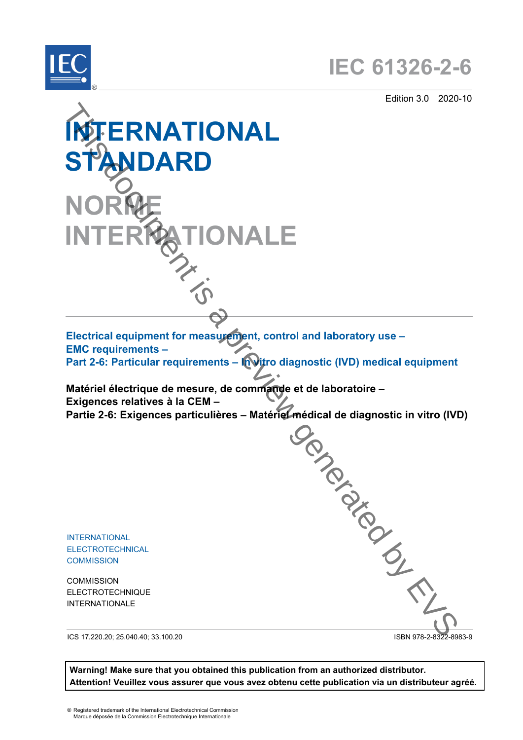IEC 61326-2-6

Edition 3.0 2020-10

# INTERNATIONAL STANDARD

# NORME INTERNATIONALE

**Electrical equipment for measurement, control and laboratory use – EMC requirements – Part 2-6: Particular requirements – In vitro diagnostic (IVD) medical equipment**

**Matériel électrique de mesure, de commande et de laboratoire – Exigences relatives à la CEM – Partie 2-6: Exigences particulières – Matériel médical de diagnostic in vitro (IVD)**

INTERNATIONAL ELECTROTECHNICAL COMMISSION

COMMISSION ELECTROTECHNIQUE INTERNATIONALE

ICS 17.220.20; 25.040.40; 33.100.20

ISBN 978-2-8322-8983-9

**Warning! Make sure that you obtained this publication from an authorized distributor.**
**Attention! Veuillez vous assurer que vous avez obtenu cette publication via un distributeur agréé.**

® Registered trademark of the International Electrotechnical Commission
Marque déposée de la Commission Electrotechnique Internationale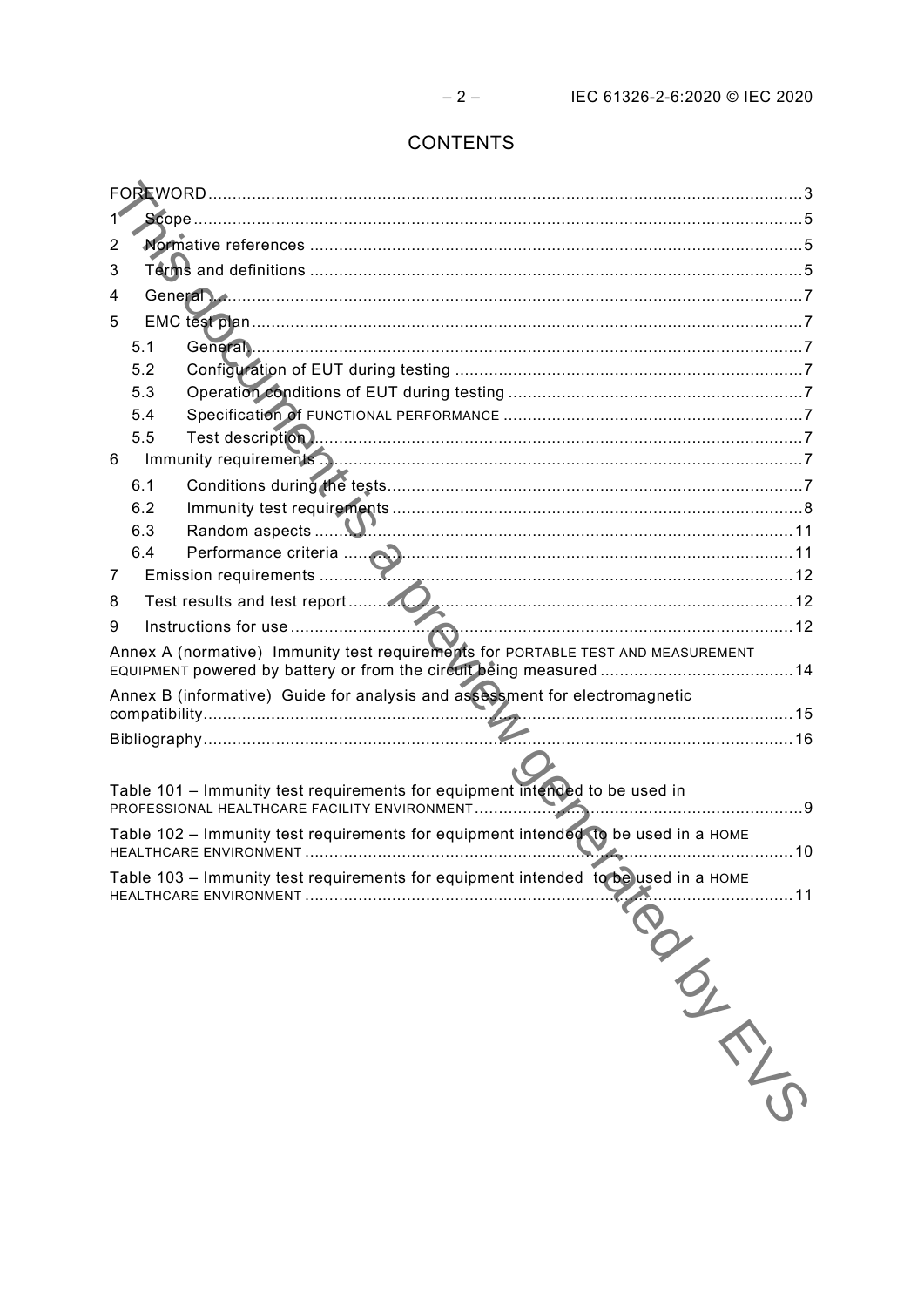# CONTENTS

FOREWORD ..... 3

1 Scope ..... 5

2 Normative references ..... 5

3 Terms and definitions ..... 5

4 General ..... 7

5 EMC test plan ..... 7

- 5.1 General ..... 7
- 5.2 Configuration of EUT during testing ..... 7
- 5.3 Operation conditions of EUT during testing ..... 7
- 5.4 Specification of FUNCTIONAL PERFORMANCE ..... 7
- 5.5 Test description ..... 7

6 Immunity requirements ..... 7

- 6.1 Conditions during the tests ..... 7
- 6.2 Immunity test requirements ..... 8
- 6.3 Random aspects ..... 11
- 6.4 Performance criteria ..... 11

7 Emission requirements ..... 12

8 Test results and test report ..... 12

9 Instructions for use ..... 12

Annex A (normative) Immunity test requirements for PORTABLE TEST AND MEASUREMENT EQUIPMENT powered by battery or from the circuit being measured ..... 14

Annex B (informative) Guide for analysis and assessment for electromagnetic compatibility ..... 15

Bibliography ..... 16

Table 101 – Immunity test requirements for equipment intended to be used in PROFESSIONAL HEALTHCARE FACILITY ENVIRONMENT ..... 9

Table 102 – Immunity test requirements for equipment intended to be used in a HOME HEALTHCARE ENVIRONMENT ..... 10

Table 103 – Immunity test requirements for equipment intended to be used in a HOME HEALTHCARE ENVIRONMENT ..... 11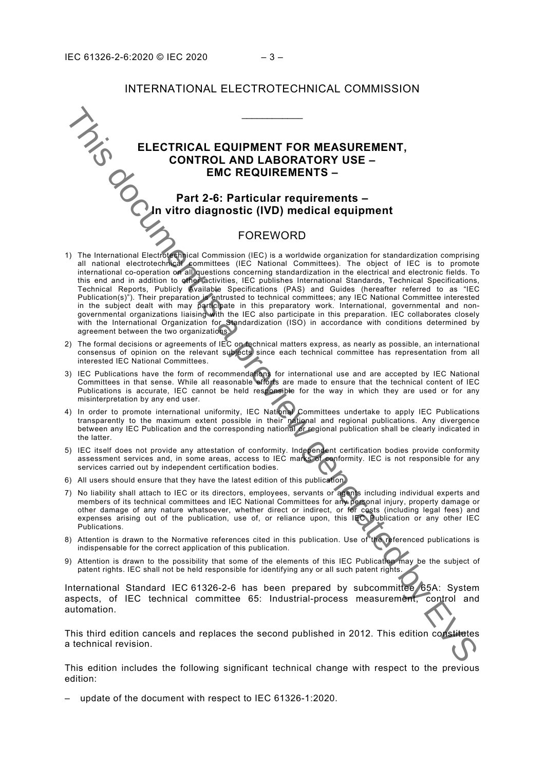INTERNATIONAL ELECTROTECHNICAL COMMISSION

\_\_\_\_\_\_\_\_\_\_\_\_

# ELECTRICAL EQUIPMENT FOR MEASUREMENT, CONTROL AND LABORATORY USE – EMC REQUIREMENTS –

## Part 2-6: Particular requirements – In vitro diagnostic (IVD) medical equipment

## FOREWORD

1) The International Electrotechnical Commission (IEC) is a worldwide organization for standardization comprising all national electrotechnical committees (IEC National Committees). The object of IEC is to promote international co-operation on all questions concerning standardization in the electrical and electronic fields. To this end and in addition to other activities, IEC publishes International Standards, Technical Specifications, Technical Reports, Publicly Available Specifications (PAS) and Guides (hereafter referred to as "IEC Publication(s)"). Their preparation is entrusted to technical committees; any IEC National Committee interested in the subject dealt with may participate in this preparatory work. International, governmental and non-governmental organizations liaising with the IEC also participate in this preparation. IEC collaborates closely with the International Organization for Standardization (ISO) in accordance with conditions determined by agreement between the two organizations.
2) The formal decisions or agreements of IEC on technical matters express, as nearly as possible, an international consensus of opinion on the relevant subjects since each technical committee has representation from all interested IEC National Committees.
3) IEC Publications have the form of recommendations for international use and are accepted by IEC National Committees in that sense. While all reasonable efforts are made to ensure that the technical content of IEC Publications is accurate, IEC cannot be held responsible for the way in which they are used or for any misinterpretation by any end user.
4) In order to promote international uniformity, IEC National Committees undertake to apply IEC Publications transparently to the maximum extent possible in their national and regional publications. Any divergence between any IEC Publication and the corresponding national or regional publication shall be clearly indicated in the latter.
5) IEC itself does not provide any attestation of conformity. Independent certification bodies provide conformity assessment services and, in some areas, access to IEC marks of conformity. IEC is not responsible for any services carried out by independent certification bodies.
6) All users should ensure that they have the latest edition of this publication.
7) No liability shall attach to IEC or its directors, employees, servants or agents including individual experts and members of its technical committees and IEC National Committees for any personal injury, property damage or other damage of any nature whatsoever, whether direct or indirect, or for costs (including legal fees) and expenses arising out of the publication, use of, or reliance upon, this IEC Publication or any other IEC Publications.
8) Attention is drawn to the Normative references cited in this publication. Use of the referenced publications is indispensable for the correct application of this publication.
9) Attention is drawn to the possibility that some of the elements of this IEC Publication may be the subject of patent rights. IEC shall not be held responsible for identifying any or all such patent rights.

International Standard IEC 61326-2-6 has been prepared by subcommittee 65A: System aspects, of IEC technical committee 65: Industrial-process measurement, control and automation.

This third edition cancels and replaces the second published in 2012. This edition constitutes a technical revision.

This edition includes the following significant technical change with respect to the previous edition:

– update of the document with respect to IEC 61326-1:2020.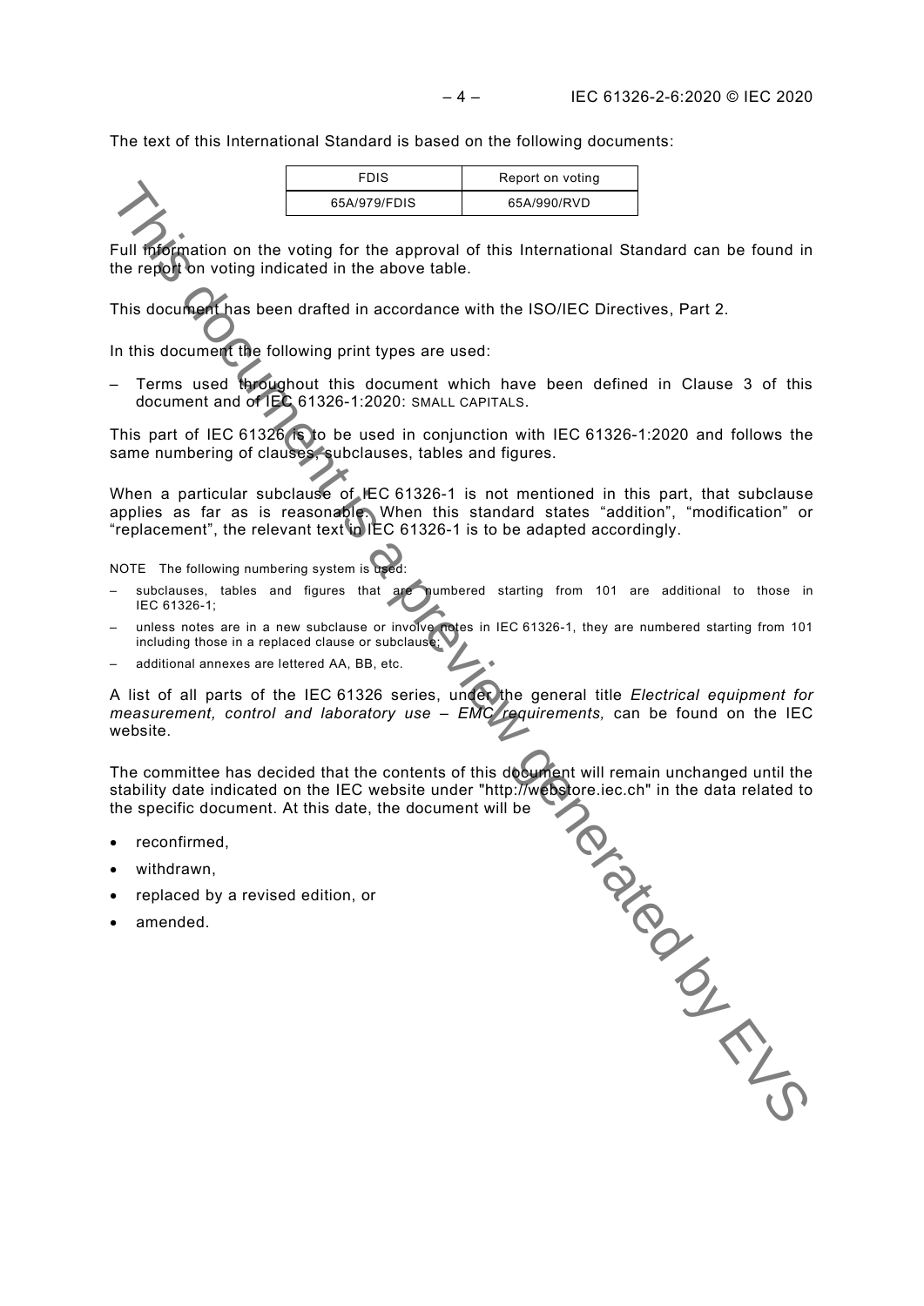The text of this International Standard is based on the following documents:

| FDIS | Report on voting |
| --- | --- |
| 65A/979/FDIS | 65A/990/RVD |

Full information on the voting for the approval of this International Standard can be found in the report on voting indicated in the above table.

This document has been drafted in accordance with the ISO/IEC Directives, Part 2.

In this document the following print types are used:

– Terms used throughout this document which have been defined in Clause 3 of this document and of IEC 61326-1:2020: SMALL CAPITALS.

This part of IEC 61326 is to be used in conjunction with IEC 61326-1:2020 and follows the same numbering of clauses, subclauses, tables and figures.

When a particular subclause of IEC 61326-1 is not mentioned in this part, that subclause applies as far as is reasonable. When this standard states "addition", "modification" or "replacement", the relevant text in IEC 61326-1 is to be adapted accordingly.

NOTE The following numbering system is used:

– subclauses, tables and figures that are numbered starting from 101 are additional to those in IEC 61326-1;
– unless notes are in a new subclause or involve notes in IEC 61326-1, they are numbered starting from 101 including those in a replaced clause or subclause;
– additional annexes are lettered AA, BB, etc.

A list of all parts of the IEC 61326 series, under the general title *Electrical equipment for measurement, control and laboratory use – EMC requirements,* can be found on the IEC website.

The committee has decided that the contents of this document will remain unchanged until the stability date indicated on the IEC website under "http://webstore.iec.ch" in the data related to the specific document. At this date, the document will be

- reconfirmed,
- withdrawn,
- replaced by a revised edition, or
- amended.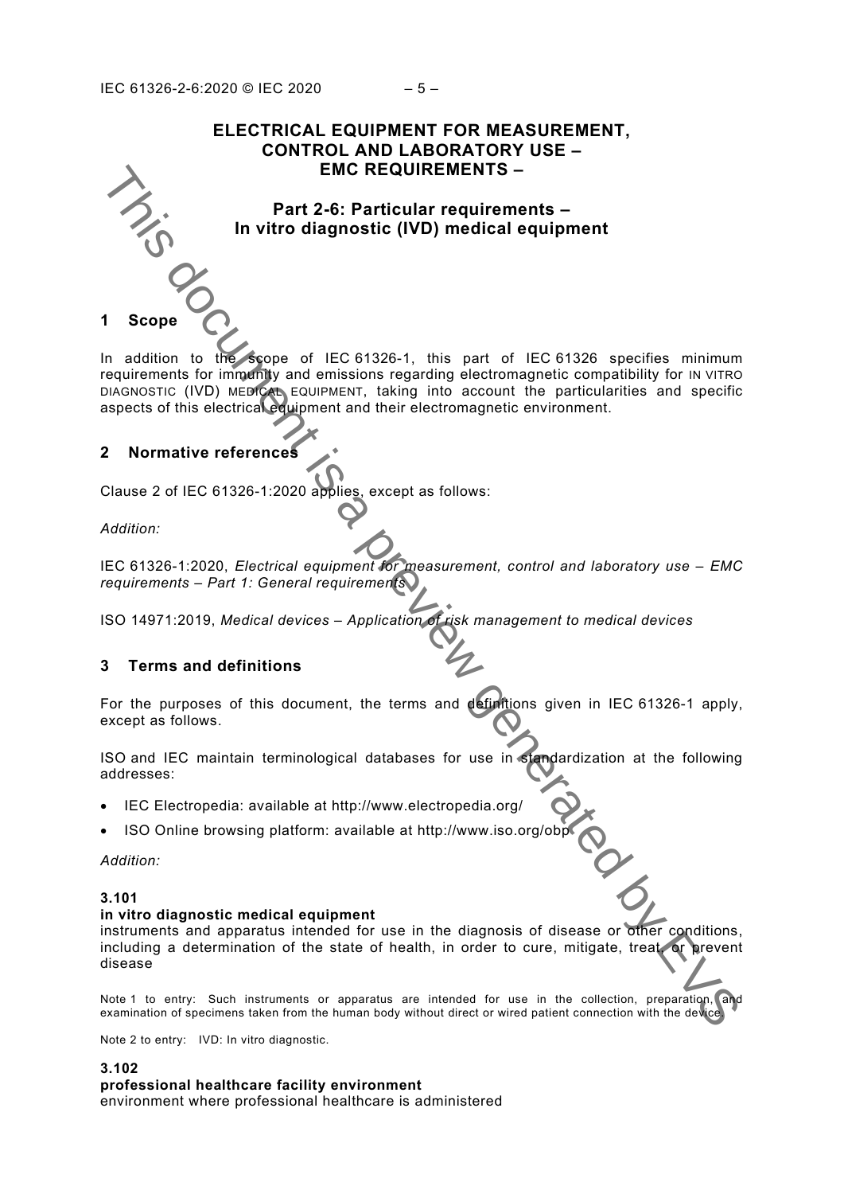# ELECTRICAL EQUIPMENT FOR MEASUREMENT, CONTROL AND LABORATORY USE – EMC REQUIREMENTS –

## Part 2-6: Particular requirements – In vitro diagnostic (IVD) medical equipment

## 1 Scope

In addition to the scope of IEC 61326-1, this part of IEC 61326 specifies minimum requirements for immunity and emissions regarding electromagnetic compatibility for IN VITRO DIAGNOSTIC (IVD) MEDICAL EQUIPMENT, taking into account the particularities and specific aspects of this electrical equipment and their electromagnetic environment.

## 2 Normative references

Clause 2 of IEC 61326-1:2020 applies, except as follows:

*Addition:*

IEC 61326-1:2020, *Electrical equipment for measurement, control and laboratory use – EMC requirements – Part 1: General requirements*

ISO 14971:2019, *Medical devices – Application of risk management to medical devices*

## 3 Terms and definitions

For the purposes of this document, the terms and definitions given in IEC 61326-1 apply, except as follows.

ISO and IEC maintain terminological databases for use in standardization at the following addresses:

- IEC Electropedia: available at http://www.electropedia.org/
- ISO Online browsing platform: available at http://www.iso.org/obp

*Addition:*

**3.101**
**in vitro diagnostic medical equipment**
instruments and apparatus intended for use in the diagnosis of disease or other conditions, including a determination of the state of health, in order to cure, mitigate, treat, or prevent disease

Note 1 to entry: Such instruments or apparatus are intended for use in the collection, preparation, and examination of specimens taken from the human body without direct or wired patient connection with the device.

Note 2 to entry: IVD: In vitro diagnostic.

**3.102**
**professional healthcare facility environment**
environment where professional healthcare is administered